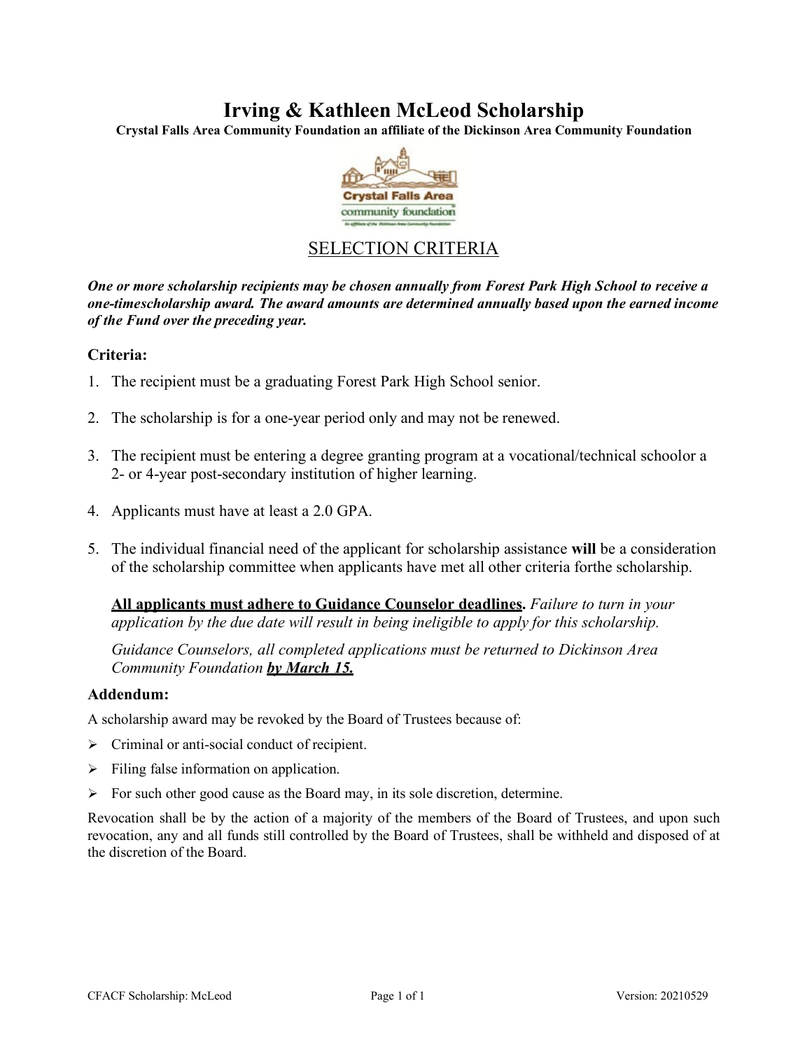# Irving & Kathleen McLeod Scholarship

**Crystal Falls Area Community Foundation an affiliate of the Dickinson Area Community Foundation**

## SELECTION CRITERIA

***One or more scholarship recipients may be chosen annually from Forest Park High School to receive a one-timescholarship award. The award amounts are determined annually based upon the earned income of the Fund over the preceding year.***

### Criteria:

1. The recipient must be a graduating Forest Park High School senior.
2. The scholarship is for a one-year period only and may not be renewed.
3. The recipient must be entering a degree granting program at a vocational/technical schoolor a 2- or 4-year post-secondary institution of higher learning.
4. Applicants must have at least a 2.0 GPA.
5. The individual financial need of the applicant for scholarship assistance **will** be a consideration of the scholarship committee when applicants have met all other criteria forthe scholarship.

**All applicants must adhere to Guidance Counselor deadlines.** *Failure to turn in your application by the due date will result in being ineligible to apply for this scholarship.*

*Guidance Counselors, all completed applications must be returned to Dickinson Area Community Foundation* ***by March 15.***

### Addendum:

A scholarship award may be revoked by the Board of Trustees because of:

- Criminal or anti-social conduct of recipient.
- Filing false information on application.
- For such other good cause as the Board may, in its sole discretion, determine.

Revocation shall be by the action of a majority of the members of the Board of Trustees, and upon such revocation, any and all funds still controlled by the Board of Trustees, shall be withheld and disposed of at the discretion of the Board.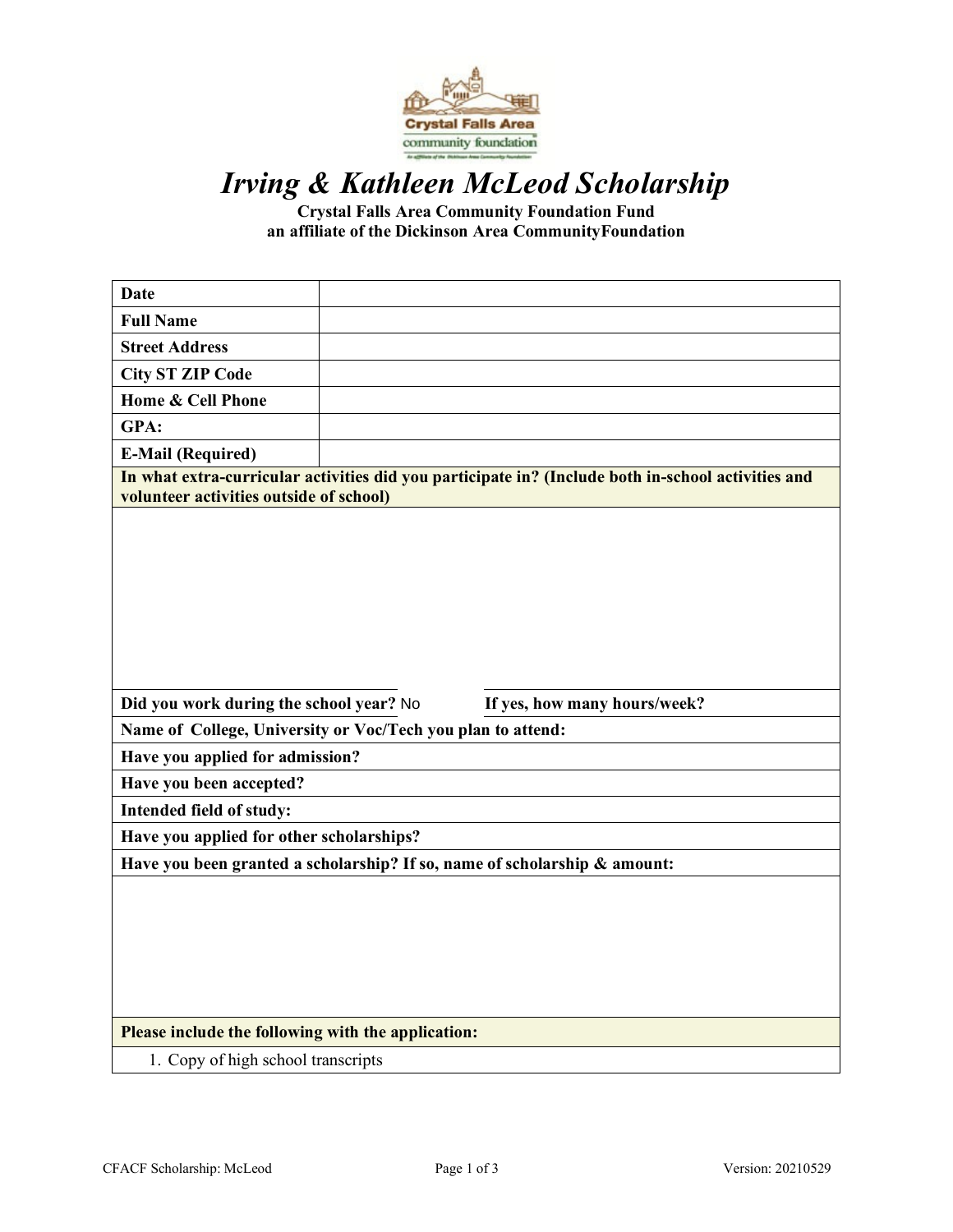Crystal Falls Area community foundation

# *Irving & Kathleen McLeod Scholarship*

**Crystal Falls Area Community Foundation Fund**
**an affiliate of the Dickinson Area CommunityFoundation**

| | |
|---|---|
| **Date** | |
| **Full Name** | |
| **Street Address** | |
| **City ST ZIP Code** | |
| **Home & Cell Phone** | |
| **GPA:** | |
| **E-Mail (Required)** | |

**In what extra-curricular activities did you participate in? (Include both in-school activities and volunteer activities outside of school)**

**Did you work during the school year?** No **If yes, how many hours/week?**

**Name of College, University or Voc/Tech you plan to attend:**

**Have you applied for admission?**

**Have you been accepted?**

**Intended field of study:**

**Have you applied for other scholarships?**

**Have you been granted a scholarship? If so, name of scholarship & amount:**

**Please include the following with the application:**

1. Copy of high school transcripts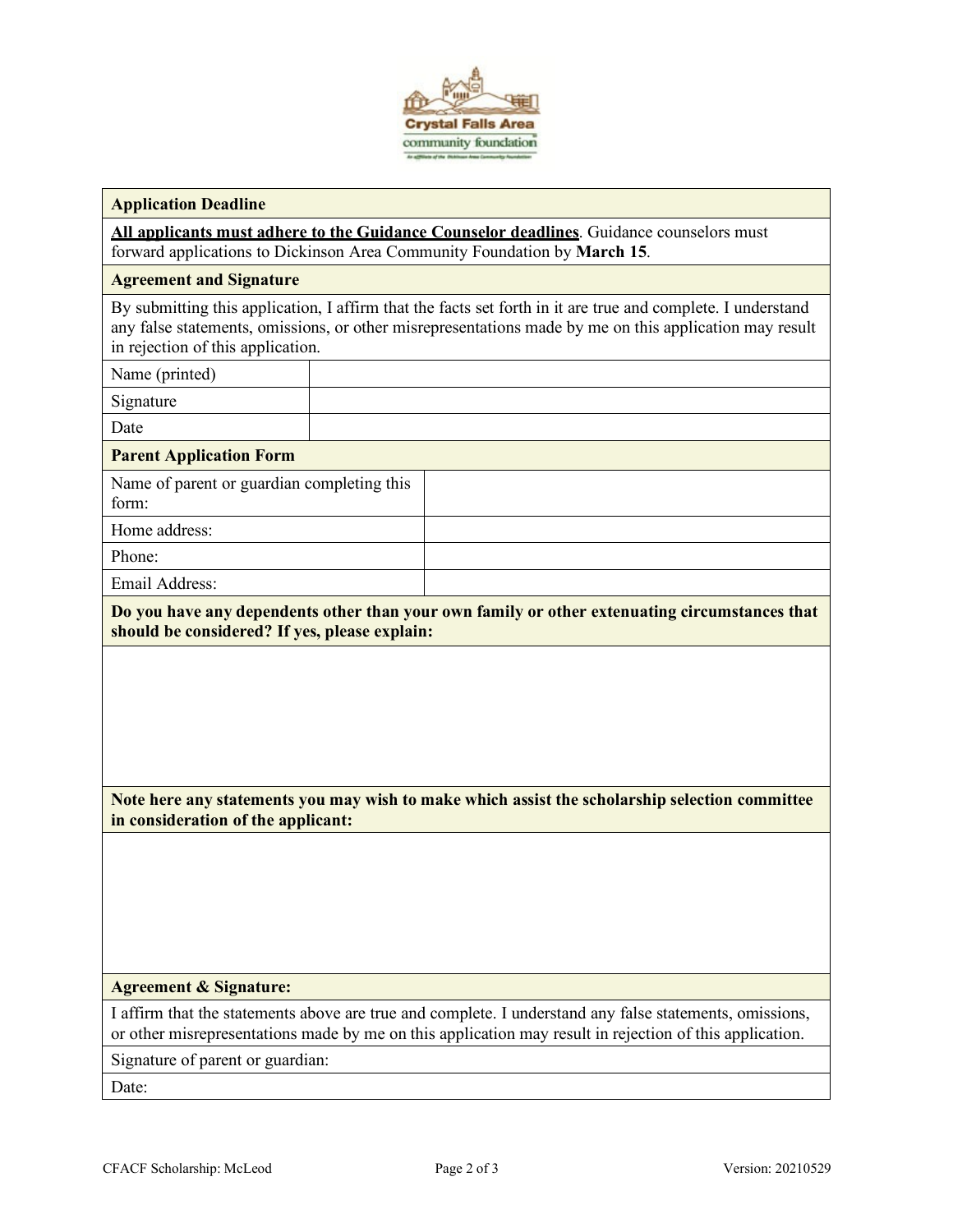| Application Deadline | |
|---|---|
| **<u>All applicants must adhere to the Guidance Counselor deadlines</u>**. Guidance counselors must forward applications to Dickinson Area Community Foundation by **March 15**. | |
| **Agreement and Signature** | |
| By submitting this application, I affirm that the facts set forth in it are true and complete. I understand any false statements, omissions, or other misrepresentations made by me on this application may result in rejection of this application. | |
| Name (printed) | |
| Signature | |
| Date | |

| Parent Application Form | |
|---|---|
| Name of parent or guardian completing this form: | |
| Home address: | |
| Phone: | |
| Email Address: | |

**Do you have any dependents other than your own family or other extenuating circumstances that should be considered? If yes, please explain:**

**Note here any statements you may wish to make which assist the scholarship selection committee in consideration of the applicant:**

**Agreement & Signature:**

I affirm that the statements above are true and complete. I understand any false statements, omissions, or other misrepresentations made by me on this application may result in rejection of this application.

Signature of parent or guardian:

Date: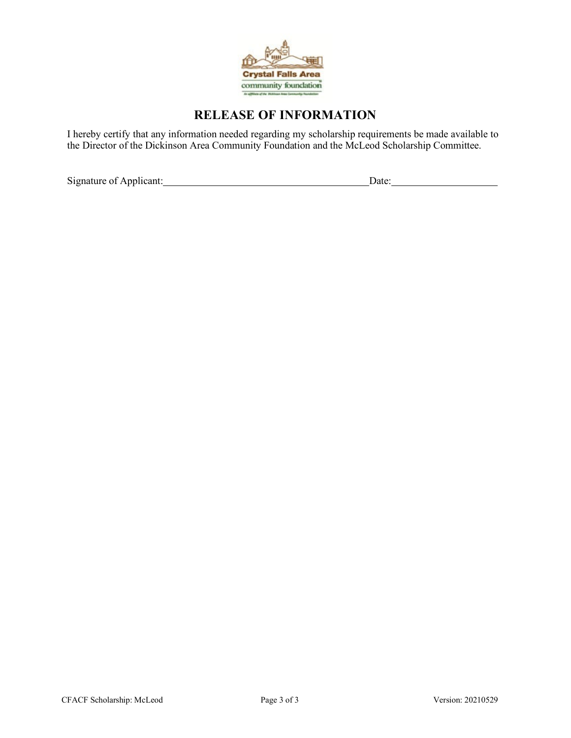# RELEASE OF INFORMATION

I hereby certify that any information needed regarding my scholarship requirements be made available to the Director of the Dickinson Area Community Foundation and the McLeod Scholarship Committee.

Signature of Applicant:________________________________________Date:____________________